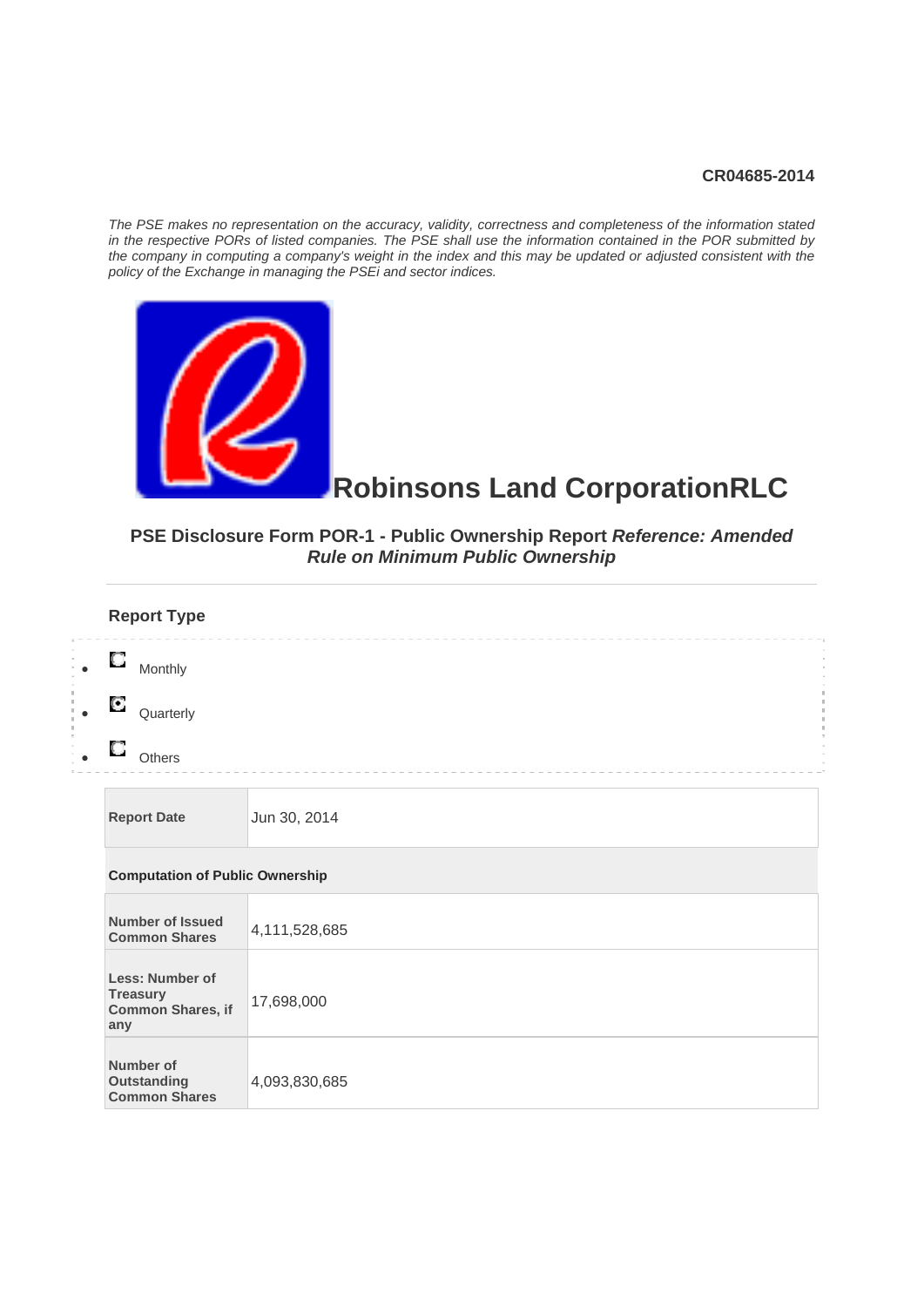CR04685-2014

*The PSE makes no representation on the accuracy, validity, correctness and completeness of the information stated in the respective PORs of listed companies. The PSE shall use the information contained in the POR submitted by the company in computing a company's weight in the index and this may be updated or adjusted consistent with the policy of the Exchange in managing the PSEi and sector indices.*

# Robinsons Land CorporationRLC

### PSE Disclosure Form POR-1 - Public Ownership Report *Reference: Amended Rule on Minimum Public Ownership*

### Report Type

- [ ] Monthly
- [x] Quarterly
- [ ] Others

| Report Date | Jun 30, 2014 |
|---|---|

**Computation of Public Ownership**

| Number of Issued Common Shares | 4,111,528,685 |
|---|---|
| Less: Number of Treasury Common Shares, if any | 17,698,000 |
| Number of Outstanding Common Shares | 4,093,830,685 |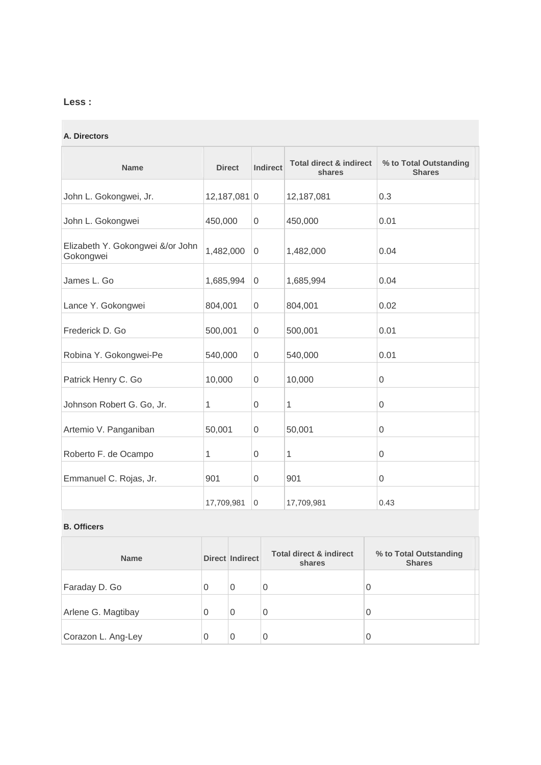**Less :**

**A. Directors**

| Name | Direct | Indirect | Total direct & indirect shares | % to Total Outstanding Shares |
|---|---|---|---|---|
| John L. Gokongwei, Jr. | 12,187,081 | 0 | 12,187,081 | 0.3 |
| John L. Gokongwei | 450,000 | 0 | 450,000 | 0.01 |
| Elizabeth Y. Gokongwei &/or John Gokongwei | 1,482,000 | 0 | 1,482,000 | 0.04 |
| James L. Go | 1,685,994 | 0 | 1,685,994 | 0.04 |
| Lance Y. Gokongwei | 804,001 | 0 | 804,001 | 0.02 |
| Frederick D. Go | 500,001 | 0 | 500,001 | 0.01 |
| Robina Y. Gokongwei-Pe | 540,000 | 0 | 540,000 | 0.01 |
| Patrick Henry C. Go | 10,000 | 0 | 10,000 | 0 |
| Johnson Robert G. Go, Jr. | 1 | 0 | 1 | 0 |
| Artemio V. Panganiban | 50,001 | 0 | 50,001 | 0 |
| Roberto F. de Ocampo | 1 | 0 | 1 | 0 |
| Emmanuel C. Rojas, Jr. | 901 | 0 | 901 | 0 |
| | 17,709,981 | 0 | 17,709,981 | 0.43 |

**B. Officers**

| Name | Direct | Indirect | Total direct & indirect shares | % to Total Outstanding Shares |
|---|---|---|---|---|
| Faraday D. Go | 0 | 0 | 0 | 0 |
| Arlene G. Magtibay | 0 | 0 | 0 | 0 |
| Corazon L. Ang-Ley | 0 | 0 | 0 | 0 |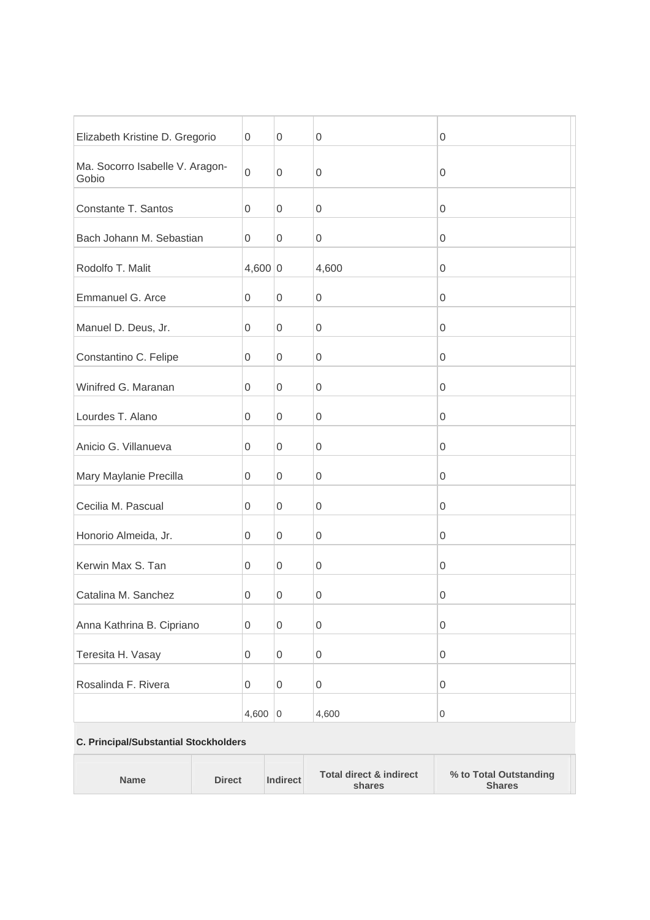| | | | | |
|---|---|---|---|---|
| Elizabeth Kristine D. Gregorio | 0 | 0 | 0 | 0 |
| Ma. Socorro Isabelle V. Aragon-Gobio | 0 | 0 | 0 | 0 |
| Constante T. Santos | 0 | 0 | 0 | 0 |
| Bach Johann M. Sebastian | 0 | 0 | 0 | 0 |
| Rodolfo T. Malit | 4,600 | 0 | 4,600 | 0 |
| Emmanuel G. Arce | 0 | 0 | 0 | 0 |
| Manuel D. Deus, Jr. | 0 | 0 | 0 | 0 |
| Constantino C. Felipe | 0 | 0 | 0 | 0 |
| Winifred G. Maranan | 0 | 0 | 0 | 0 |
| Lourdes T. Alano | 0 | 0 | 0 | 0 |
| Anicio G. Villanueva | 0 | 0 | 0 | 0 |
| Mary Maylanie Precilla | 0 | 0 | 0 | 0 |
| Cecilia M. Pascual | 0 | 0 | 0 | 0 |
| Honorio Almeida, Jr. | 0 | 0 | 0 | 0 |
| Kerwin Max S. Tan | 0 | 0 | 0 | 0 |
| Catalina M. Sanchez | 0 | 0 | 0 | 0 |
| Anna Kathrina B. Cipriano | 0 | 0 | 0 | 0 |
| Teresita H. Vasay | 0 | 0 | 0 | 0 |
| Rosalinda F. Rivera | 0 | 0 | 0 | 0 |
| | 4,600 | 0 | 4,600 | 0 |

**C. Principal/Substantial Stockholders**

| Name | Direct | Indirect | Total direct & indirect shares | % to Total Outstanding Shares |
|---|---|---|---|---|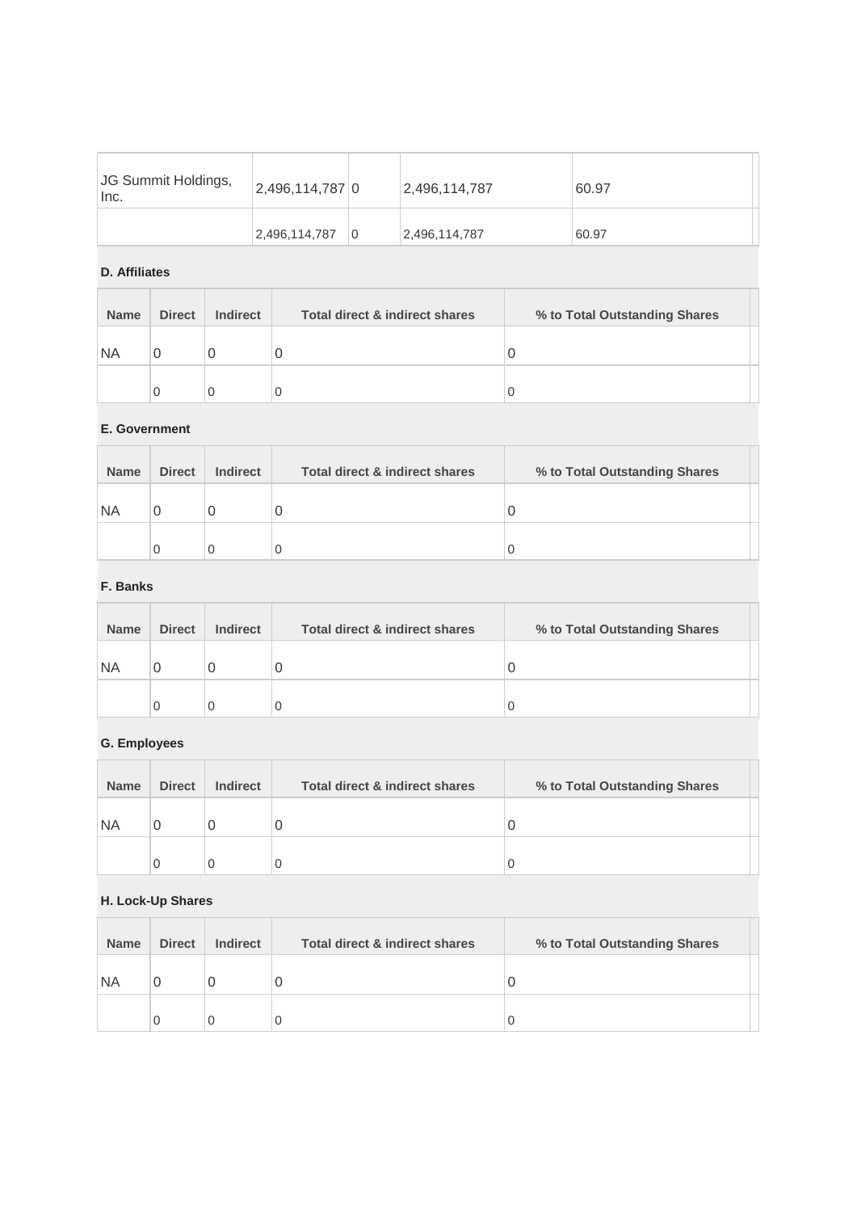| JG Summit Holdings, Inc. | 2,496,114,787 | 0 | 2,496,114,787 | 60.97 |
| --- | --- | --- | --- | --- |
| | 2,496,114,787 | 0 | 2,496,114,787 | 60.97 |

**D. Affiliates**

| Name | Direct | Indirect | Total direct & indirect shares | % to Total Outstanding Shares |
| --- | --- | --- | --- | --- |
| NA | 0 | 0 | 0 | 0 |
| | 0 | 0 | 0 | 0 |

**E. Government**

| Name | Direct | Indirect | Total direct & indirect shares | % to Total Outstanding Shares |
| --- | --- | --- | --- | --- |
| NA | 0 | 0 | 0 | 0 |
| | 0 | 0 | 0 | 0 |

**F. Banks**

| Name | Direct | Indirect | Total direct & indirect shares | % to Total Outstanding Shares |
| --- | --- | --- | --- | --- |
| NA | 0 | 0 | 0 | 0 |
| | 0 | 0 | 0 | 0 |

**G. Employees**

| Name | Direct | Indirect | Total direct & indirect shares | % to Total Outstanding Shares |
| --- | --- | --- | --- | --- |
| NA | 0 | 0 | 0 | 0 |
| | 0 | 0 | 0 | 0 |

**H. Lock-Up Shares**

| Name | Direct | Indirect | Total direct & indirect shares | % to Total Outstanding Shares |
| --- | --- | --- | --- | --- |
| NA | 0 | 0 | 0 | 0 |
| | 0 | 0 | 0 | 0 |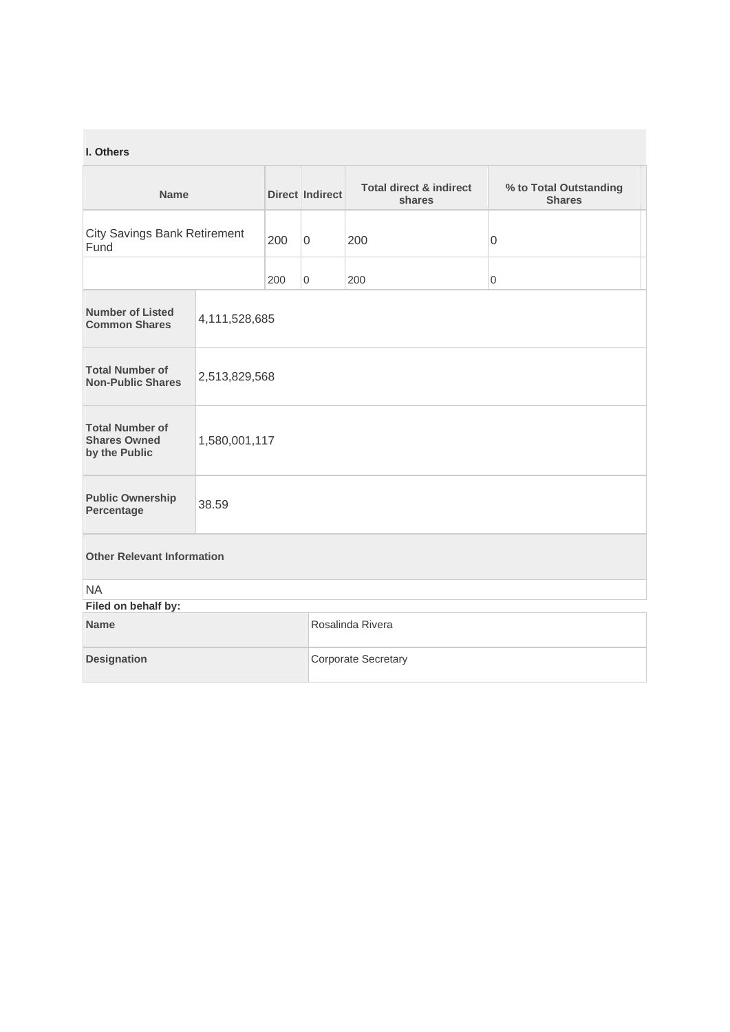**I. Others**

| Name | Direct | Indirect | Total direct & indirect shares | % to Total Outstanding Shares |
|---|---|---|---|---|
| City Savings Bank Retirement Fund | 200 | 0 | 200 | 0 |
| | 200 | 0 | 200 | 0 |

| | |
|---|---|
| **Number of Listed Common Shares** | 4,111,528,685 |
| **Total Number of Non-Public Shares** | 2,513,829,568 |
| **Total Number of Shares Owned by the Public** | 1,580,001,117 |
| **Public Ownership Percentage** | 38.59 |

**Other Relevant Information**

NA

**Filed on behalf by:**

| | |
|---|---|
| **Name** | Rosalinda Rivera |
| **Designation** | Corporate Secretary |